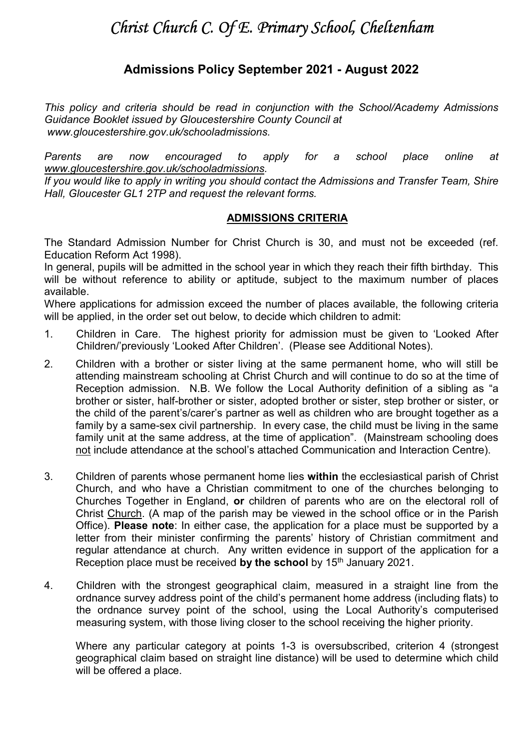# *Christ Church C. Of E. Primary School, Cheltenham*

## Admissions Policy September 2021 - August 2022

*This policy and criteria should be read in conjunction with the School/Academy Admissions Guidance Booklet issued by Gloucestershire County Council at www.gloucestershire.gov.uk/schooladmissions.*

*Parents are now encouraged to apply for a school place online at www.gloucestershire.gov.uk/schooladmissions.*

*If you would like to apply in writing you should contact the Admissions and Transfer Team, Shire Hall, Gloucester GL1 2TP and request the relevant forms.*

### ADMISSIONS CRITERIA

The Standard Admission Number for Christ Church is 30, and must not be exceeded (ref. Education Reform Act 1998).

In general, pupils will be admitted in the school year in which they reach their fifth birthday. This will be without reference to ability or aptitude, subject to the maximum number of places available.

Where applications for admission exceed the number of places available, the following criteria will be applied, in the order set out below, to decide which children to admit:

1. Children in Care. The highest priority for admission must be given to 'Looked After Children/'previously 'Looked After Children'. (Please see Additional Notes).

2. Children with a brother or sister living at the same permanent home, who will still be attending mainstream schooling at Christ Church and will continue to do so at the time of Reception admission. N.B. We follow the Local Authority definition of a sibling as "a brother or sister, half-brother or sister, adopted brother or sister, step brother or sister, or the child of the parent's/carer's partner as well as children who are brought together as a family by a same-sex civil partnership. In every case, the child must be living in the same family unit at the same address, at the time of application". (Mainstream schooling does not include attendance at the school's attached Communication and Interaction Centre).

3. Children of parents whose permanent home lies **within** the ecclesiastical parish of Christ Church, and who have a Christian commitment to one of the churches belonging to Churches Together in England, **or** children of parents who are on the electoral roll of Christ Church. (A map of the parish may be viewed in the school office or in the Parish Office). **Please note**: In either case, the application for a place must be supported by a letter from their minister confirming the parents' history of Christian commitment and regular attendance at church. Any written evidence in support of the application for a Reception place must be received **by the school** by 15th January 2021.

4. Children with the strongest geographical claim, measured in a straight line from the ordnance survey address point of the child's permanent home address (including flats) to the ordnance survey point of the school, using the Local Authority's computerised measuring system, with those living closer to the school receiving the higher priority.

   Where any particular category at points 1-3 is oversubscribed, criterion 4 (strongest geographical claim based on straight line distance) will be used to determine which child will be offered a place.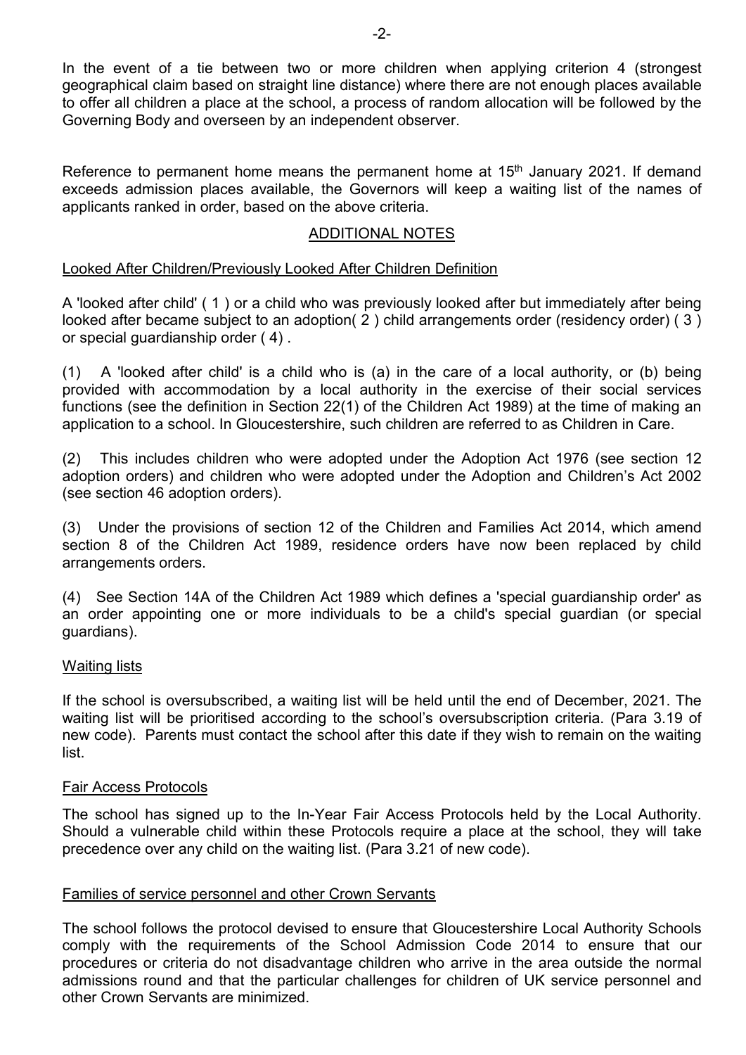In the event of a tie between two or more children when applying criterion 4 (strongest geographical claim based on straight line distance) where there are not enough places available to offer all children a place at the school, a process of random allocation will be followed by the Governing Body and overseen by an independent observer.

Reference to permanent home means the permanent home at 15th January 2021. If demand exceeds admission places available, the Governors will keep a waiting list of the names of applicants ranked in order, based on the above criteria.

## ADDITIONAL NOTES

### Looked After Children/Previously Looked After Children Definition

A 'looked after child' ( 1 ) or a child who was previously looked after but immediately after being looked after became subject to an adoption( 2 ) child arrangements order (residency order) ( 3 ) or special guardianship order ( 4) .

(1) A 'looked after child' is a child who is (a) in the care of a local authority, or (b) being provided with accommodation by a local authority in the exercise of their social services functions (see the definition in Section 22(1) of the Children Act 1989) at the time of making an application to a school. In Gloucestershire, such children are referred to as Children in Care.

(2) This includes children who were adopted under the Adoption Act 1976 (see section 12 adoption orders) and children who were adopted under the Adoption and Children's Act 2002 (see section 46 adoption orders).

(3) Under the provisions of section 12 of the Children and Families Act 2014, which amend section 8 of the Children Act 1989, residence orders have now been replaced by child arrangements orders.

(4) See Section 14A of the Children Act 1989 which defines a 'special guardianship order' as an order appointing one or more individuals to be a child's special guardian (or special guardians).

### Waiting lists

If the school is oversubscribed, a waiting list will be held until the end of December, 2021. The waiting list will be prioritised according to the school's oversubscription criteria. (Para 3.19 of new code). Parents must contact the school after this date if they wish to remain on the waiting list.

### Fair Access Protocols

The school has signed up to the In-Year Fair Access Protocols held by the Local Authority. Should a vulnerable child within these Protocols require a place at the school, they will take precedence over any child on the waiting list. (Para 3.21 of new code).

### Families of service personnel and other Crown Servants

The school follows the protocol devised to ensure that Gloucestershire Local Authority Schools comply with the requirements of the School Admission Code 2014 to ensure that our procedures or criteria do not disadvantage children who arrive in the area outside the normal admissions round and that the particular challenges for children of UK service personnel and other Crown Servants are minimized.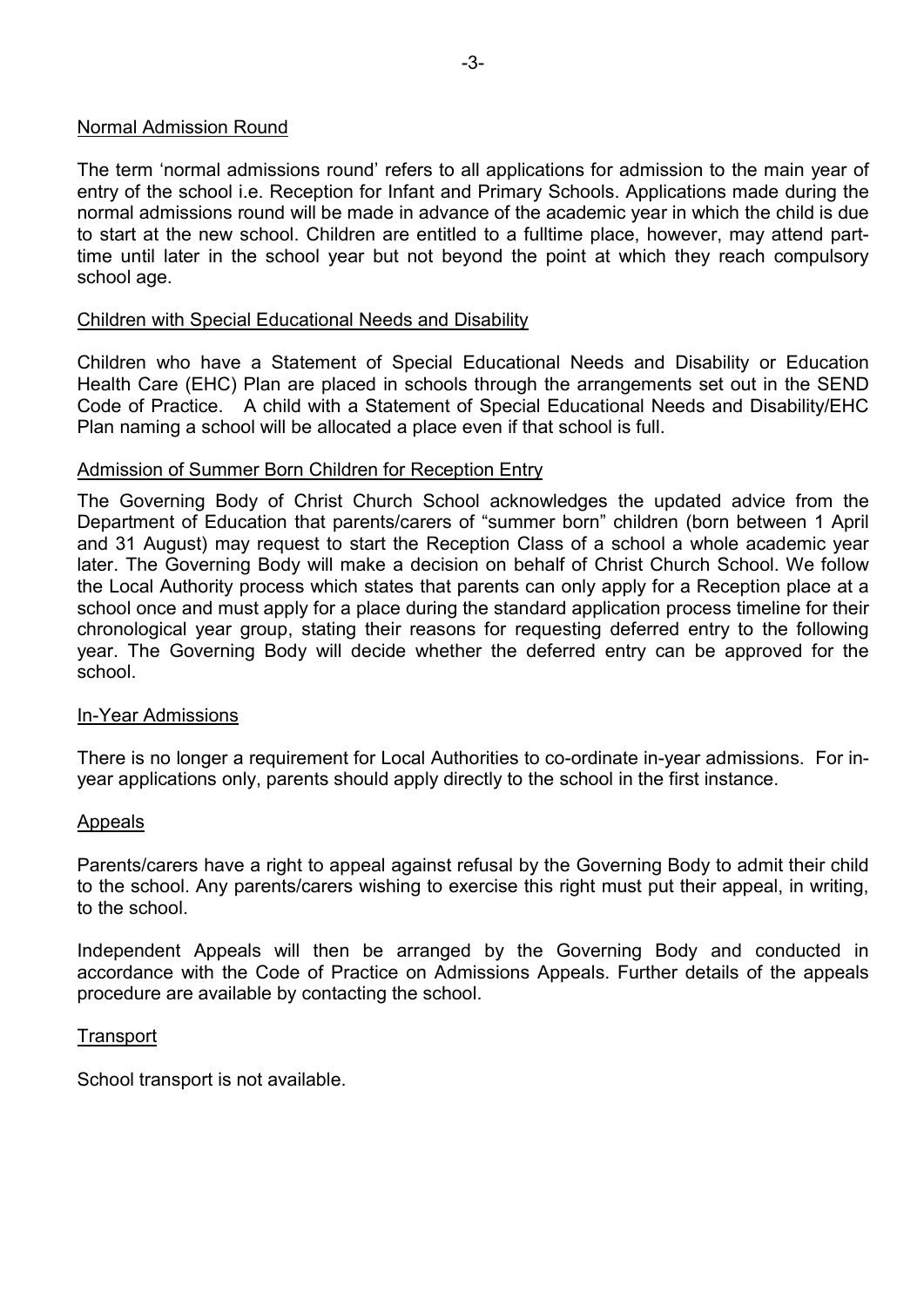## Normal Admission Round

The term 'normal admissions round' refers to all applications for admission to the main year of entry of the school i.e. Reception for Infant and Primary Schools. Applications made during the normal admissions round will be made in advance of the academic year in which the child is due to start at the new school. Children are entitled to a fulltime place, however, may attend part-time until later in the school year but not beyond the point at which they reach compulsory school age.

## Children with Special Educational Needs and Disability

Children who have a Statement of Special Educational Needs and Disability or Education Health Care (EHC) Plan are placed in schools through the arrangements set out in the SEND Code of Practice. A child with a Statement of Special Educational Needs and Disability/EHC Plan naming a school will be allocated a place even if that school is full.

## Admission of Summer Born Children for Reception Entry

The Governing Body of Christ Church School acknowledges the updated advice from the Department of Education that parents/carers of "summer born" children (born between 1 April and 31 August) may request to start the Reception Class of a school a whole academic year later. The Governing Body will make a decision on behalf of Christ Church School. We follow the Local Authority process which states that parents can only apply for a Reception place at a school once and must apply for a place during the standard application process timeline for their chronological year group, stating their reasons for requesting deferred entry to the following year. The Governing Body will decide whether the deferred entry can be approved for the school.

## In-Year Admissions

There is no longer a requirement for Local Authorities to co-ordinate in-year admissions. For in-year applications only, parents should apply directly to the school in the first instance.

## Appeals

Parents/carers have a right to appeal against refusal by the Governing Body to admit their child to the school. Any parents/carers wishing to exercise this right must put their appeal, in writing, to the school.

Independent Appeals will then be arranged by the Governing Body and conducted in accordance with the Code of Practice on Admissions Appeals. Further details of the appeals procedure are available by contacting the school.

## Transport

School transport is not available.